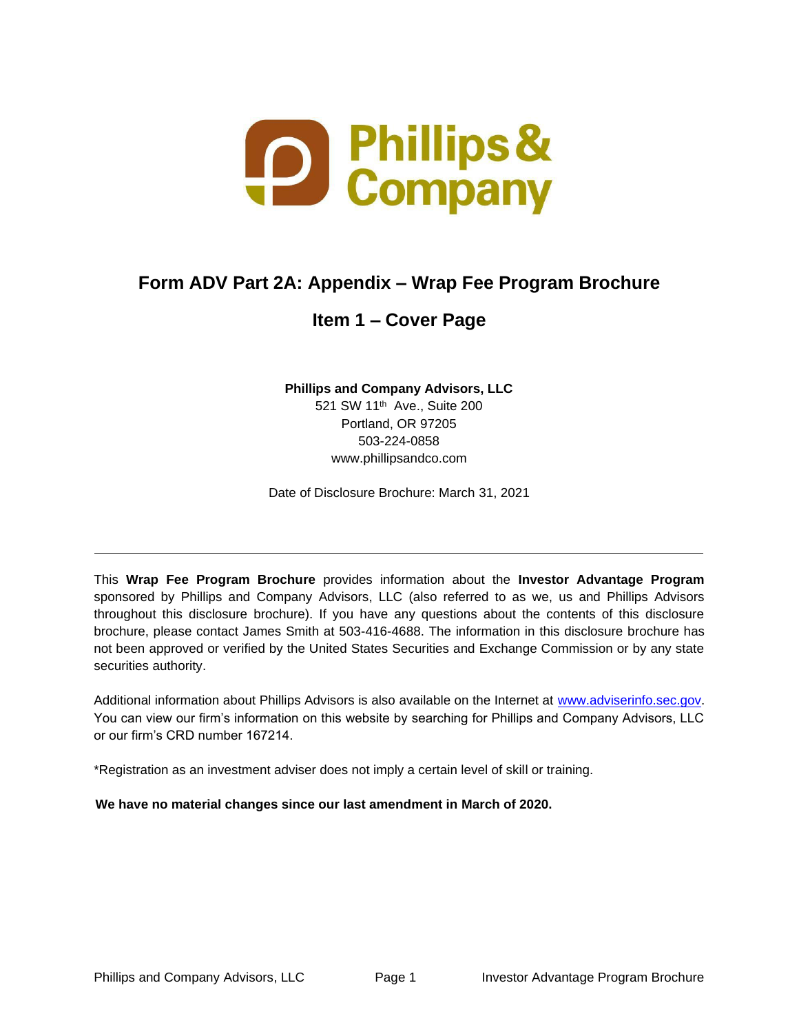Phillips & Company

# Form ADV Part 2A: Appendix – Wrap Fee Program Brochure

## Item 1 – Cover Page

**Phillips and Company Advisors, LLC**
521 SW 11th Ave., Suite 200
Portland, OR 97205
503-224-0858
www.phillipsandco.com

Date of Disclosure Brochure: March 31, 2021

---

This **Wrap Fee Program Brochure** provides information about the **Investor Advantage Program** sponsored by Phillips and Company Advisors, LLC (also referred to as we, us and Phillips Advisors throughout this disclosure brochure). If you have any questions about the contents of this disclosure brochure, please contact James Smith at 503-416-4688. The information in this disclosure brochure has not been approved or verified by the United States Securities and Exchange Commission or by any state securities authority.

Additional information about Phillips Advisors is also available on the Internet at www.adviserinfo.sec.gov. You can view our firm's information on this website by searching for Phillips and Company Advisors, LLC or our firm's CRD number 167214.

*Registration as an investment adviser does not imply a certain level of skill or training.

**We have no material changes since our last amendment in March of 2020.**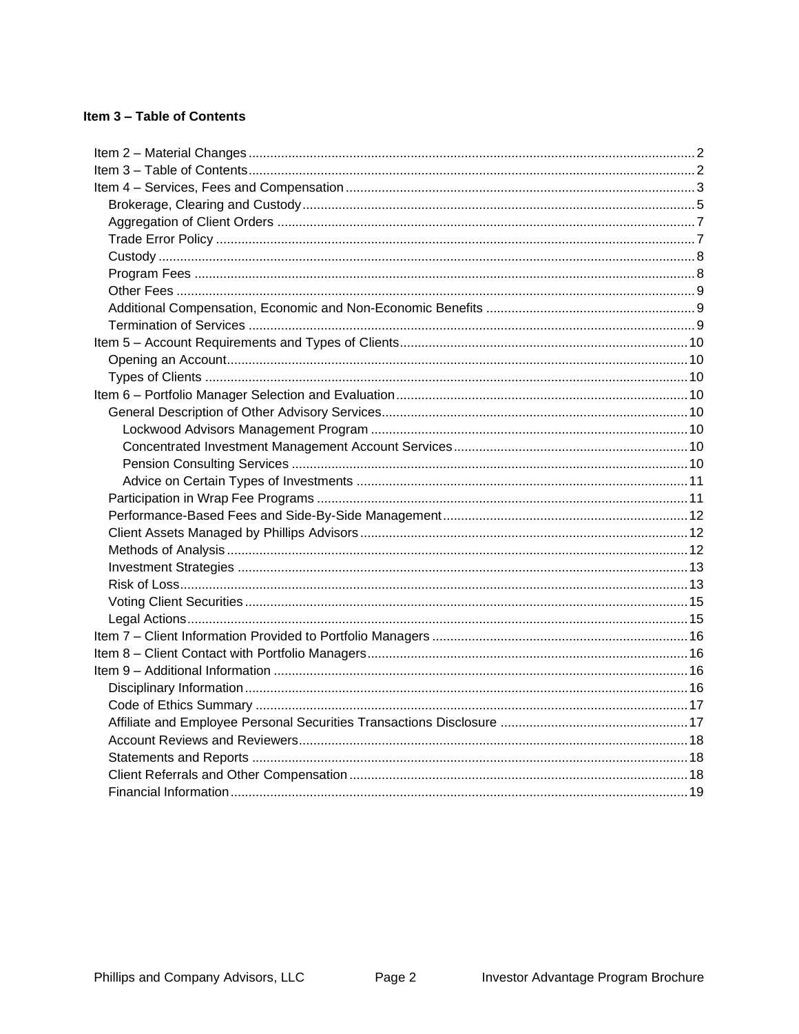## Item 3 – Table of Contents

- Item 2 – Material Changes ..... 2
- Item 3 – Table of Contents ..... 2
- Item 4 – Services, Fees and Compensation ..... 3
  - Brokerage, Clearing and Custody ..... 5
  - Aggregation of Client Orders ..... 7
  - Trade Error Policy ..... 7
  - Custody ..... 8
  - Program Fees ..... 8
  - Other Fees ..... 9
  - Additional Compensation, Economic and Non-Economic Benefits ..... 9
  - Termination of Services ..... 9
- Item 5 – Account Requirements and Types of Clients ..... 10
  - Opening an Account ..... 10
  - Types of Clients ..... 10
- Item 6 – Portfolio Manager Selection and Evaluation ..... 10
  - General Description of Other Advisory Services ..... 10
    - Lockwood Advisors Management Program ..... 10
    - Concentrated Investment Management Account Services ..... 10
    - Pension Consulting Services ..... 10
    - Advice on Certain Types of Investments ..... 11
  - Participation in Wrap Fee Programs ..... 11
  - Performance-Based Fees and Side-By-Side Management ..... 12
  - Client Assets Managed by Phillips Advisors ..... 12
  - Methods of Analysis ..... 12
  - Investment Strategies ..... 13
  - Risk of Loss ..... 13
  - Voting Client Securities ..... 15
  - Legal Actions ..... 15
- Item 7 – Client Information Provided to Portfolio Managers ..... 16
- Item 8 – Client Contact with Portfolio Managers ..... 16
- Item 9 – Additional Information ..... 16
  - Disciplinary Information ..... 16
  - Code of Ethics Summary ..... 17
  - Affiliate and Employee Personal Securities Transactions Disclosure ..... 17
  - Account Reviews and Reviewers ..... 18
  - Statements and Reports ..... 18
  - Client Referrals and Other Compensation ..... 18
  - Financial Information ..... 19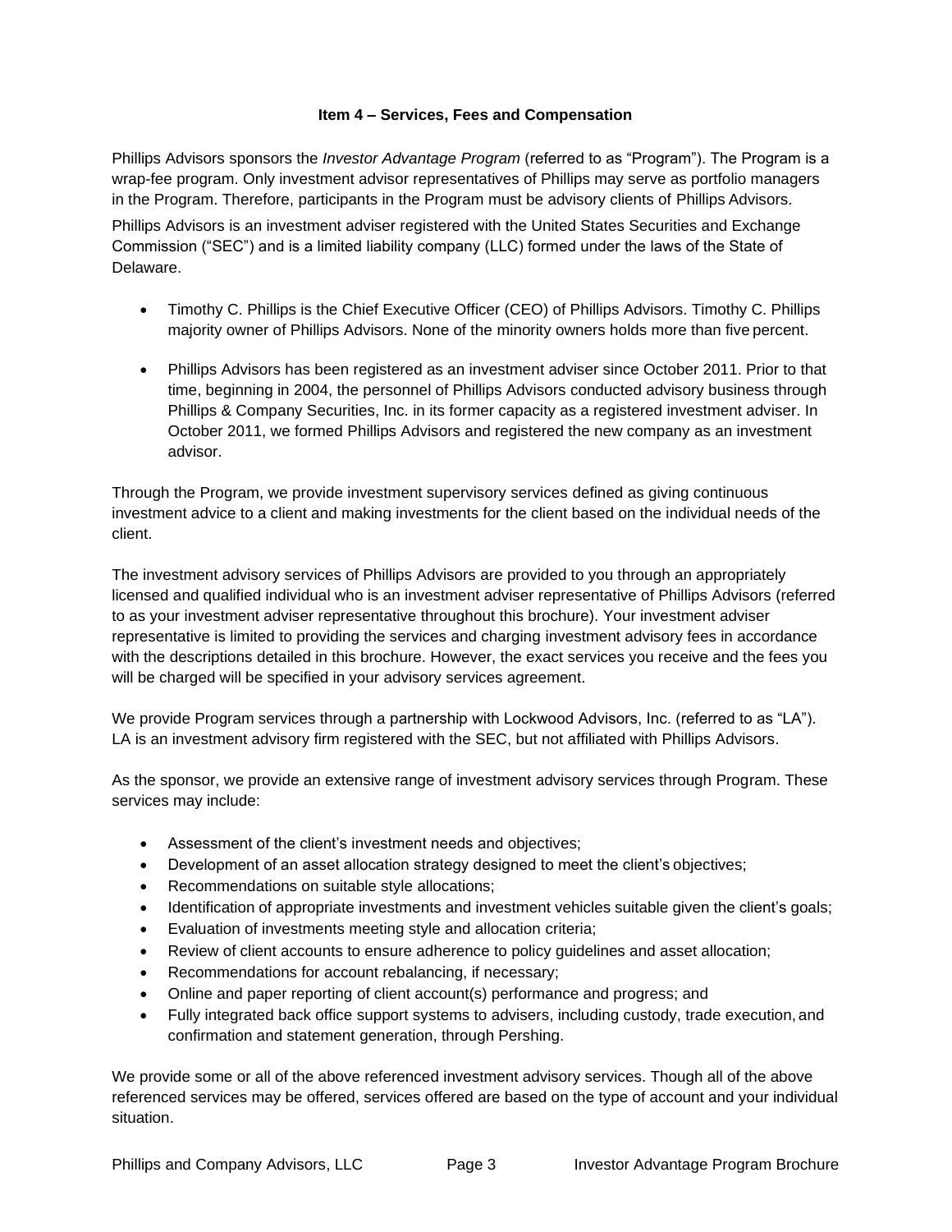### Item 4 – Services, Fees and Compensation

Phillips Advisors sponsors the *Investor Advantage Program* (referred to as "Program"). The Program is a wrap-fee program. Only investment advisor representatives of Phillips may serve as portfolio managers in the Program. Therefore, participants in the Program must be advisory clients of Phillips Advisors.

Phillips Advisors is an investment adviser registered with the United States Securities and Exchange Commission ("SEC") and is a limited liability company (LLC) formed under the laws of the State of Delaware.

- Timothy C. Phillips is the Chief Executive Officer (CEO) of Phillips Advisors. Timothy C. Phillips majority owner of Phillips Advisors. None of the minority owners holds more than five percent.
- Phillips Advisors has been registered as an investment adviser since October 2011. Prior to that time, beginning in 2004, the personnel of Phillips Advisors conducted advisory business through Phillips & Company Securities, Inc. in its former capacity as a registered investment adviser. In October 2011, we formed Phillips Advisors and registered the new company as an investment advisor.

Through the Program, we provide investment supervisory services defined as giving continuous investment advice to a client and making investments for the client based on the individual needs of the client.

The investment advisory services of Phillips Advisors are provided to you through an appropriately licensed and qualified individual who is an investment adviser representative of Phillips Advisors (referred to as your investment adviser representative throughout this brochure). Your investment adviser representative is limited to providing the services and charging investment advisory fees in accordance with the descriptions detailed in this brochure. However, the exact services you receive and the fees you will be charged will be specified in your advisory services agreement.

We provide Program services through a partnership with Lockwood Advisors, Inc. (referred to as "LA"). LA is an investment advisory firm registered with the SEC, but not affiliated with Phillips Advisors.

As the sponsor, we provide an extensive range of investment advisory services through Program. These services may include:

- Assessment of the client's investment needs and objectives;
- Development of an asset allocation strategy designed to meet the client's objectives;
- Recommendations on suitable style allocations;
- Identification of appropriate investments and investment vehicles suitable given the client's goals;
- Evaluation of investments meeting style and allocation criteria;
- Review of client accounts to ensure adherence to policy guidelines and asset allocation;
- Recommendations for account rebalancing, if necessary;
- Online and paper reporting of client account(s) performance and progress; and
- Fully integrated back office support systems to advisers, including custody, trade execution, and confirmation and statement generation, through Pershing.

We provide some or all of the above referenced investment advisory services. Though all of the above referenced services may be offered, services offered are based on the type of account and your individual situation.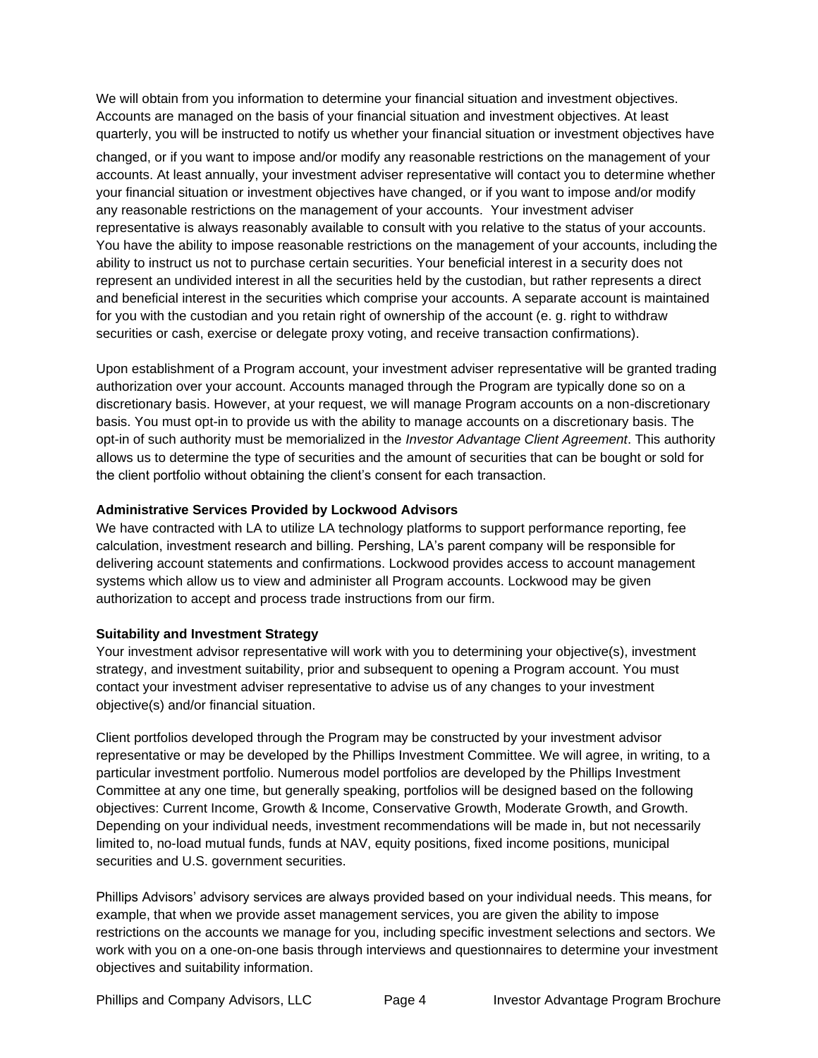We will obtain from you information to determine your financial situation and investment objectives. Accounts are managed on the basis of your financial situation and investment objectives. At least quarterly, you will be instructed to notify us whether your financial situation or investment objectives have changed, or if you want to impose and/or modify any reasonable restrictions on the management of your accounts. At least annually, your investment adviser representative will contact you to determine whether your financial situation or investment objectives have changed, or if you want to impose and/or modify any reasonable restrictions on the management of your accounts. Your investment adviser representative is always reasonably available to consult with you relative to the status of your accounts. You have the ability to impose reasonable restrictions on the management of your accounts, including the ability to instruct us not to purchase certain securities. Your beneficial interest in a security does not represent an undivided interest in all the securities held by the custodian, but rather represents a direct and beneficial interest in the securities which comprise your accounts. A separate account is maintained for you with the custodian and you retain right of ownership of the account (e. g. right to withdraw securities or cash, exercise or delegate proxy voting, and receive transaction confirmations).

Upon establishment of a Program account, your investment adviser representative will be granted trading authorization over your account. Accounts managed through the Program are typically done so on a discretionary basis. However, at your request, we will manage Program accounts on a non-discretionary basis. You must opt-in to provide us with the ability to manage accounts on a discretionary basis. The opt-in of such authority must be memorialized in the *Investor Advantage Client Agreement*. This authority allows us to determine the type of securities and the amount of securities that can be bought or sold for the client portfolio without obtaining the client's consent for each transaction.

**Administrative Services Provided by Lockwood Advisors**

We have contracted with LA to utilize LA technology platforms to support performance reporting, fee calculation, investment research and billing. Pershing, LA's parent company will be responsible for delivering account statements and confirmations. Lockwood provides access to account management systems which allow us to view and administer all Program accounts. Lockwood may be given authorization to accept and process trade instructions from our firm.

**Suitability and Investment Strategy**

Your investment advisor representative will work with you to determining your objective(s), investment strategy, and investment suitability, prior and subsequent to opening a Program account. You must contact your investment adviser representative to advise us of any changes to your investment objective(s) and/or financial situation.

Client portfolios developed through the Program may be constructed by your investment advisor representative or may be developed by the Phillips Investment Committee. We will agree, in writing, to a particular investment portfolio. Numerous model portfolios are developed by the Phillips Investment Committee at any one time, but generally speaking, portfolios will be designed based on the following objectives: Current Income, Growth & Income, Conservative Growth, Moderate Growth, and Growth. Depending on your individual needs, investment recommendations will be made in, but not necessarily limited to, no-load mutual funds, funds at NAV, equity positions, fixed income positions, municipal securities and U.S. government securities.

Phillips Advisors' advisory services are always provided based on your individual needs. This means, for example, that when we provide asset management services, you are given the ability to impose restrictions on the accounts we manage for you, including specific investment selections and sectors. We work with you on a one-on-one basis through interviews and questionnaires to determine your investment objectives and suitability information.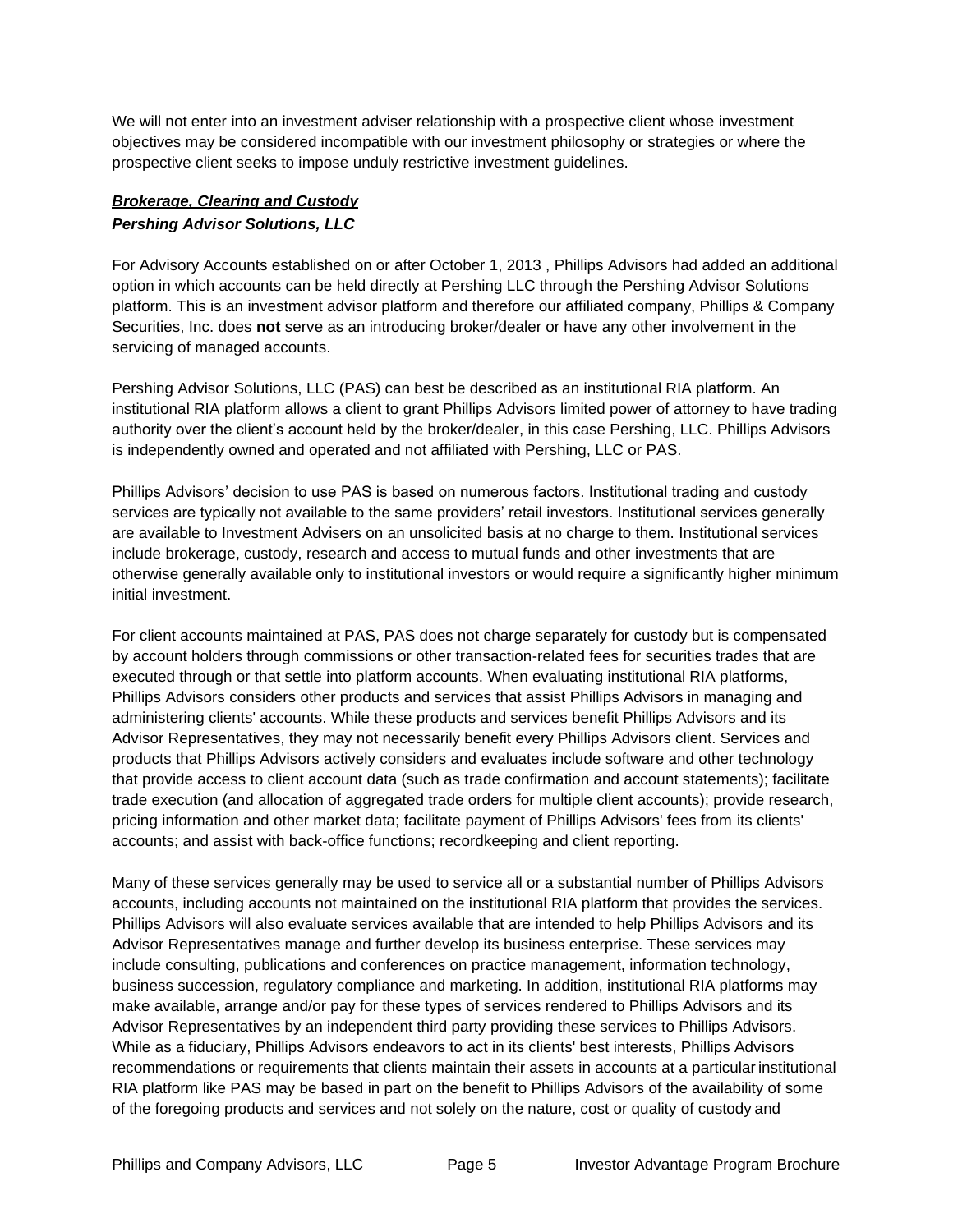We will not enter into an investment adviser relationship with a prospective client whose investment objectives may be considered incompatible with our investment philosophy or strategies or where the prospective client seeks to impose unduly restrictive investment guidelines.

***Brokerage, Clearing and Custody***

***Pershing Advisor Solutions, LLC***

For Advisory Accounts established on or after October 1, 2013 , Phillips Advisors had added an additional option in which accounts can be held directly at Pershing LLC through the Pershing Advisor Solutions platform. This is an investment advisor platform and therefore our affiliated company, Phillips & Company Securities, Inc. does **not** serve as an introducing broker/dealer or have any other involvement in the servicing of managed accounts.

Pershing Advisor Solutions, LLC (PAS) can best be described as an institutional RIA platform. An institutional RIA platform allows a client to grant Phillips Advisors limited power of attorney to have trading authority over the client's account held by the broker/dealer, in this case Pershing, LLC. Phillips Advisors is independently owned and operated and not affiliated with Pershing, LLC or PAS.

Phillips Advisors' decision to use PAS is based on numerous factors. Institutional trading and custody services are typically not available to the same providers' retail investors. Institutional services generally are available to Investment Advisers on an unsolicited basis at no charge to them. Institutional services include brokerage, custody, research and access to mutual funds and other investments that are otherwise generally available only to institutional investors or would require a significantly higher minimum initial investment.

For client accounts maintained at PAS, PAS does not charge separately for custody but is compensated by account holders through commissions or other transaction-related fees for securities trades that are executed through or that settle into platform accounts. When evaluating institutional RIA platforms, Phillips Advisors considers other products and services that assist Phillips Advisors in managing and administering clients' accounts. While these products and services benefit Phillips Advisors and its Advisor Representatives, they may not necessarily benefit every Phillips Advisors client. Services and products that Phillips Advisors actively considers and evaluates include software and other technology that provide access to client account data (such as trade confirmation and account statements); facilitate trade execution (and allocation of aggregated trade orders for multiple client accounts); provide research, pricing information and other market data; facilitate payment of Phillips Advisors' fees from its clients' accounts; and assist with back-office functions; recordkeeping and client reporting.

Many of these services generally may be used to service all or a substantial number of Phillips Advisors accounts, including accounts not maintained on the institutional RIA platform that provides the services. Phillips Advisors will also evaluate services available that are intended to help Phillips Advisors and its Advisor Representatives manage and further develop its business enterprise. These services may include consulting, publications and conferences on practice management, information technology, business succession, regulatory compliance and marketing. In addition, institutional RIA platforms may make available, arrange and/or pay for these types of services rendered to Phillips Advisors and its Advisor Representatives by an independent third party providing these services to Phillips Advisors. While as a fiduciary, Phillips Advisors endeavors to act in its clients' best interests, Phillips Advisors recommendations or requirements that clients maintain their assets in accounts at a particular institutional RIA platform like PAS may be based in part on the benefit to Phillips Advisors of the availability of some of the foregoing products and services and not solely on the nature, cost or quality of custody and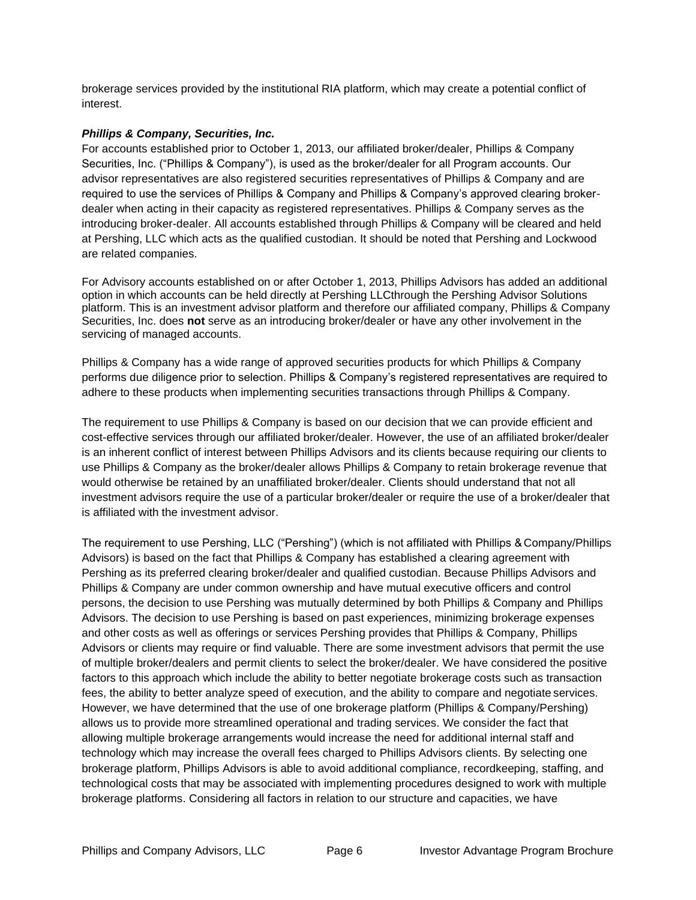brokerage services provided by the institutional RIA platform, which may create a potential conflict of interest.

***Phillips & Company, Securities, Inc.***

For accounts established prior to October 1, 2013, our affiliated broker/dealer, Phillips & Company Securities, Inc. ("Phillips & Company"), is used as the broker/dealer for all Program accounts. Our advisor representatives are also registered securities representatives of Phillips & Company and are required to use the services of Phillips & Company and Phillips & Company's approved clearing broker-dealer when acting in their capacity as registered representatives. Phillips & Company serves as the introducing broker-dealer. All accounts established through Phillips & Company will be cleared and held at Pershing, LLC which acts as the qualified custodian. It should be noted that Pershing and Lockwood are related companies.

For Advisory accounts established on or after October 1, 2013, Phillips Advisors has added an additional option in which accounts can be held directly at Pershing LLCthrough the Pershing Advisor Solutions platform. This is an investment advisor platform and therefore our affiliated company, Phillips & Company Securities, Inc. does **not** serve as an introducing broker/dealer or have any other involvement in the servicing of managed accounts.

Phillips & Company has a wide range of approved securities products for which Phillips & Company performs due diligence prior to selection. Phillips & Company's registered representatives are required to adhere to these products when implementing securities transactions through Phillips & Company.

The requirement to use Phillips & Company is based on our decision that we can provide efficient and cost-effective services through our affiliated broker/dealer. However, the use of an affiliated broker/dealer is an inherent conflict of interest between Phillips Advisors and its clients because requiring our clients to use Phillips & Company as the broker/dealer allows Phillips & Company to retain brokerage revenue that would otherwise be retained by an unaffiliated broker/dealer. Clients should understand that not all investment advisors require the use of a particular broker/dealer or require the use of a broker/dealer that is affiliated with the investment advisor.

The requirement to use Pershing, LLC ("Pershing") (which is not affiliated with Phillips & Company/Phillips Advisors) is based on the fact that Phillips & Company has established a clearing agreement with Pershing as its preferred clearing broker/dealer and qualified custodian. Because Phillips Advisors and Phillips & Company are under common ownership and have mutual executive officers and control persons, the decision to use Pershing was mutually determined by both Phillips & Company and Phillips Advisors. The decision to use Pershing is based on past experiences, minimizing brokerage expenses and other costs as well as offerings or services Pershing provides that Phillips & Company, Phillips Advisors or clients may require or find valuable. There are some investment advisors that permit the use of multiple broker/dealers and permit clients to select the broker/dealer. We have considered the positive factors to this approach which include the ability to better negotiate brokerage costs such as transaction fees, the ability to better analyze speed of execution, and the ability to compare and negotiate services. However, we have determined that the use of one brokerage platform (Phillips & Company/Pershing) allows us to provide more streamlined operational and trading services. We consider the fact that allowing multiple brokerage arrangements would increase the need for additional internal staff and technology which may increase the overall fees charged to Phillips Advisors clients. By selecting one brokerage platform, Phillips Advisors is able to avoid additional compliance, recordkeeping, staffing, and technological costs that may be associated with implementing procedures designed to work with multiple brokerage platforms. Considering all factors in relation to our structure and capacities, we have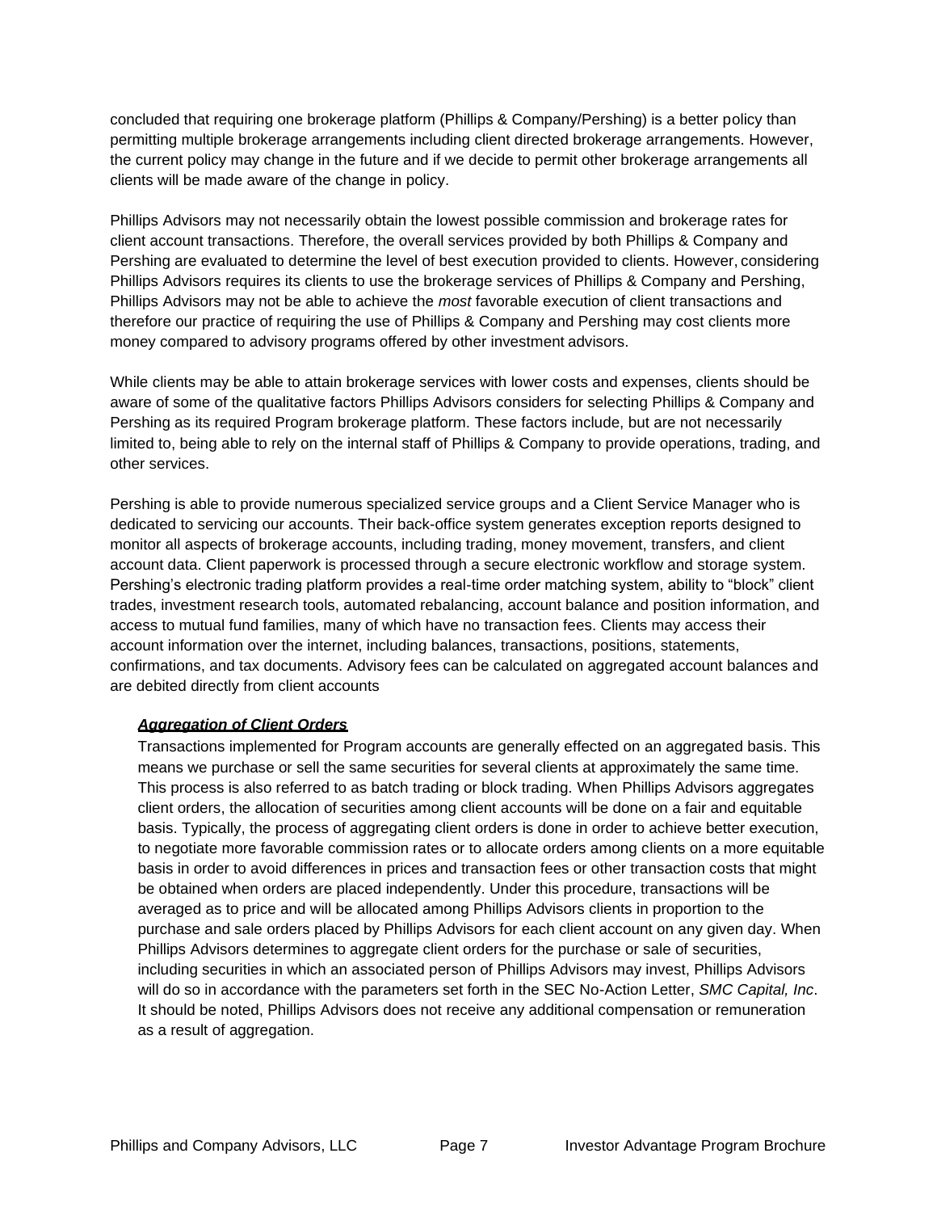concluded that requiring one brokerage platform (Phillips & Company/Pershing) is a better policy than permitting multiple brokerage arrangements including client directed brokerage arrangements. However, the current policy may change in the future and if we decide to permit other brokerage arrangements all clients will be made aware of the change in policy.

Phillips Advisors may not necessarily obtain the lowest possible commission and brokerage rates for client account transactions. Therefore, the overall services provided by both Phillips & Company and Pershing are evaluated to determine the level of best execution provided to clients. However, considering Phillips Advisors requires its clients to use the brokerage services of Phillips & Company and Pershing, Phillips Advisors may not be able to achieve the *most* favorable execution of client transactions and therefore our practice of requiring the use of Phillips & Company and Pershing may cost clients more money compared to advisory programs offered by other investment advisors.

While clients may be able to attain brokerage services with lower costs and expenses, clients should be aware of some of the qualitative factors Phillips Advisors considers for selecting Phillips & Company and Pershing as its required Program brokerage platform. These factors include, but are not necessarily limited to, being able to rely on the internal staff of Phillips & Company to provide operations, trading, and other services.

Pershing is able to provide numerous specialized service groups and a Client Service Manager who is dedicated to servicing our accounts. Their back-office system generates exception reports designed to monitor all aspects of brokerage accounts, including trading, money movement, transfers, and client account data. Client paperwork is processed through a secure electronic workflow and storage system. Pershing's electronic trading platform provides a real-time order matching system, ability to "block" client trades, investment research tools, automated rebalancing, account balance and position information, and access to mutual fund families, many of which have no transaction fees. Clients may access their account information over the internet, including balances, transactions, positions, statements, confirmations, and tax documents. Advisory fees can be calculated on aggregated account balances and are debited directly from client accounts

***Aggregation of Client Orders***

Transactions implemented for Program accounts are generally effected on an aggregated basis. This means we purchase or sell the same securities for several clients at approximately the same time. This process is also referred to as batch trading or block trading. When Phillips Advisors aggregates client orders, the allocation of securities among client accounts will be done on a fair and equitable basis. Typically, the process of aggregating client orders is done in order to achieve better execution, to negotiate more favorable commission rates or to allocate orders among clients on a more equitable basis in order to avoid differences in prices and transaction fees or other transaction costs that might be obtained when orders are placed independently. Under this procedure, transactions will be averaged as to price and will be allocated among Phillips Advisors clients in proportion to the purchase and sale orders placed by Phillips Advisors for each client account on any given day. When Phillips Advisors determines to aggregate client orders for the purchase or sale of securities, including securities in which an associated person of Phillips Advisors may invest, Phillips Advisors will do so in accordance with the parameters set forth in the SEC No-Action Letter, *SMC Capital, Inc*. It should be noted, Phillips Advisors does not receive any additional compensation or remuneration as a result of aggregation.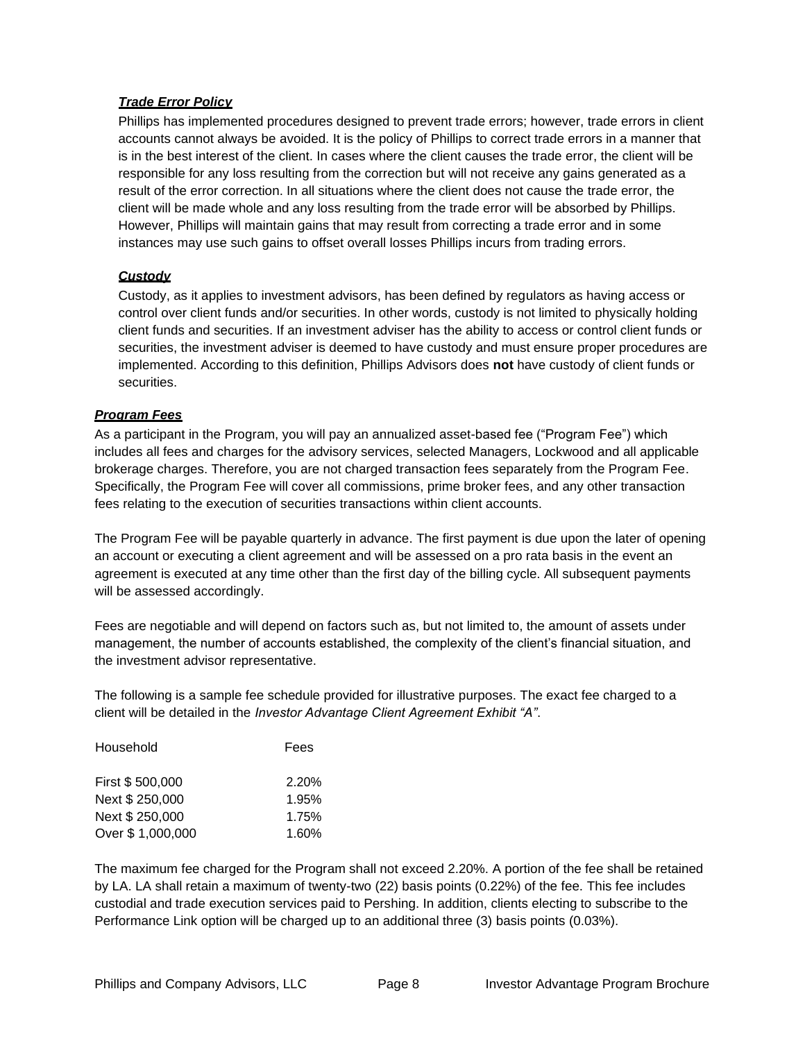***Trade Error Policy***

Phillips has implemented procedures designed to prevent trade errors; however, trade errors in client accounts cannot always be avoided. It is the policy of Phillips to correct trade errors in a manner that is in the best interest of the client. In cases where the client causes the trade error, the client will be responsible for any loss resulting from the correction but will not receive any gains generated as a result of the error correction. In all situations where the client does not cause the trade error, the client will be made whole and any loss resulting from the trade error will be absorbed by Phillips. However, Phillips will maintain gains that may result from correcting a trade error and in some instances may use such gains to offset overall losses Phillips incurs from trading errors.

***Custody***

Custody, as it applies to investment advisors, has been defined by regulators as having access or control over client funds and/or securities. In other words, custody is not limited to physically holding client funds and securities. If an investment adviser has the ability to access or control client funds or securities, the investment adviser is deemed to have custody and must ensure proper procedures are implemented. According to this definition, Phillips Advisors does **not** have custody of client funds or securities.

***Program Fees***

As a participant in the Program, you will pay an annualized asset-based fee ("Program Fee") which includes all fees and charges for the advisory services, selected Managers, Lockwood and all applicable brokerage charges. Therefore, you are not charged transaction fees separately from the Program Fee. Specifically, the Program Fee will cover all commissions, prime broker fees, and any other transaction fees relating to the execution of securities transactions within client accounts.

The Program Fee will be payable quarterly in advance. The first payment is due upon the later of opening an account or executing a client agreement and will be assessed on a pro rata basis in the event an agreement is executed at any time other than the first day of the billing cycle. All subsequent payments will be assessed accordingly.

Fees are negotiable and will depend on factors such as, but not limited to, the amount of assets under management, the number of accounts established, the complexity of the client's financial situation, and the investment advisor representative.

The following is a sample fee schedule provided for illustrative purposes. The exact fee charged to a client will be detailed in the *Investor Advantage Client Agreement Exhibit "A"*.

| Household | Fees |
|---|---|
| First $ 500,000 | 2.20% |
| Next $ 250,000 | 1.95% |
| Next $ 250,000 | 1.75% |
| Over $ 1,000,000 | 1.60% |

The maximum fee charged for the Program shall not exceed 2.20%. A portion of the fee shall be retained by LA. LA shall retain a maximum of twenty-two (22) basis points (0.22%) of the fee. This fee includes custodial and trade execution services paid to Pershing. In addition, clients electing to subscribe to the Performance Link option will be charged up to an additional three (3) basis points (0.03%).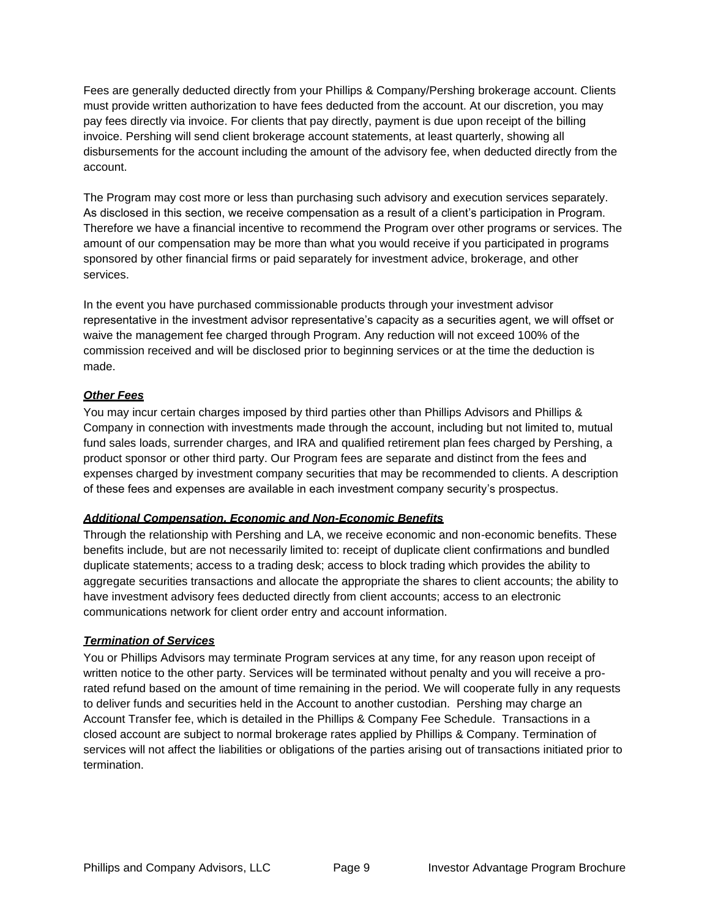Fees are generally deducted directly from your Phillips & Company/Pershing brokerage account. Clients must provide written authorization to have fees deducted from the account. At our discretion, you may pay fees directly via invoice. For clients that pay directly, payment is due upon receipt of the billing invoice. Pershing will send client brokerage account statements, at least quarterly, showing all disbursements for the account including the amount of the advisory fee, when deducted directly from the account.

The Program may cost more or less than purchasing such advisory and execution services separately. As disclosed in this section, we receive compensation as a result of a client's participation in Program. Therefore we have a financial incentive to recommend the Program over other programs or services. The amount of our compensation may be more than what you would receive if you participated in programs sponsored by other financial firms or paid separately for investment advice, brokerage, and other services.

In the event you have purchased commissionable products through your investment advisor representative in the investment advisor representative's capacity as a securities agent, we will offset or waive the management fee charged through Program. Any reduction will not exceed 100% of the commission received and will be disclosed prior to beginning services or at the time the deduction is made.

***Other Fees***

You may incur certain charges imposed by third parties other than Phillips Advisors and Phillips & Company in connection with investments made through the account, including but not limited to, mutual fund sales loads, surrender charges, and IRA and qualified retirement plan fees charged by Pershing, a product sponsor or other third party. Our Program fees are separate and distinct from the fees and expenses charged by investment company securities that may be recommended to clients. A description of these fees and expenses are available in each investment company security's prospectus.

***Additional Compensation, Economic and Non-Economic Benefits***

Through the relationship with Pershing and LA, we receive economic and non-economic benefits. These benefits include, but are not necessarily limited to: receipt of duplicate client confirmations and bundled duplicate statements; access to a trading desk; access to block trading which provides the ability to aggregate securities transactions and allocate the appropriate the shares to client accounts; the ability to have investment advisory fees deducted directly from client accounts; access to an electronic communications network for client order entry and account information.

***Termination of Services***

You or Phillips Advisors may terminate Program services at any time, for any reason upon receipt of written notice to the other party. Services will be terminated without penalty and you will receive a pro-rated refund based on the amount of time remaining in the period. We will cooperate fully in any requests to deliver funds and securities held in the Account to another custodian. Pershing may charge an Account Transfer fee, which is detailed in the Phillips & Company Fee Schedule. Transactions in a closed account are subject to normal brokerage rates applied by Phillips & Company. Termination of services will not affect the liabilities or obligations of the parties arising out of transactions initiated prior to termination.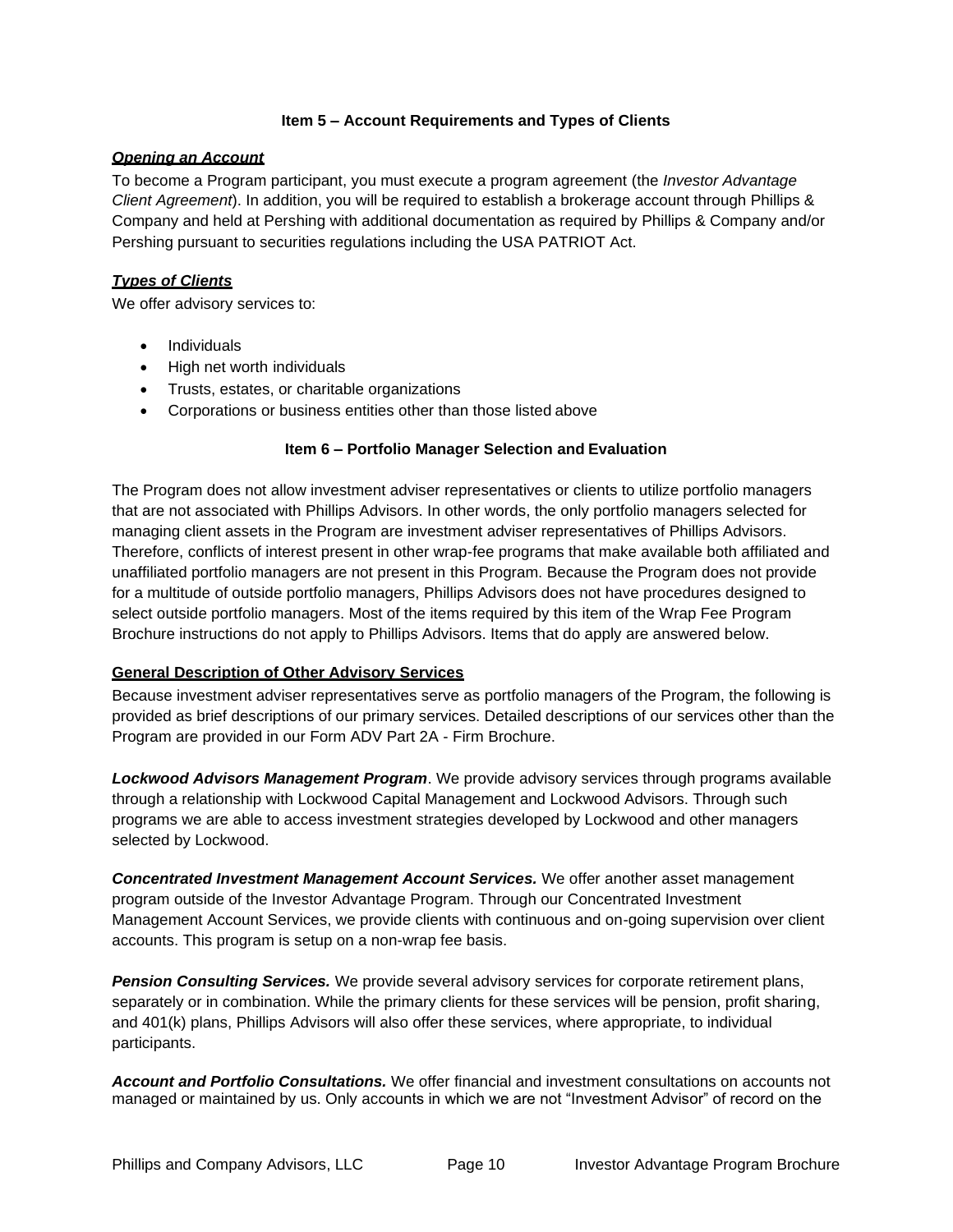## Item 5 – Account Requirements and Types of Clients

***Opening an Account***

To become a Program participant, you must execute a program agreement (the *Investor Advantage Client Agreement*). In addition, you will be required to establish a brokerage account through Phillips & Company and held at Pershing with additional documentation as required by Phillips & Company and/or Pershing pursuant to securities regulations including the USA PATRIOT Act.

***Types of Clients***

We offer advisory services to:

- Individuals
- High net worth individuals
- Trusts, estates, or charitable organizations
- Corporations or business entities other than those listed above

## Item 6 – Portfolio Manager Selection and Evaluation

The Program does not allow investment adviser representatives or clients to utilize portfolio managers that are not associated with Phillips Advisors. In other words, the only portfolio managers selected for managing client assets in the Program are investment adviser representatives of Phillips Advisors. Therefore, conflicts of interest present in other wrap-fee programs that make available both affiliated and unaffiliated portfolio managers are not present in this Program. Because the Program does not provide for a multitude of outside portfolio managers, Phillips Advisors does not have procedures designed to select outside portfolio managers. Most of the items required by this item of the Wrap Fee Program Brochure instructions do not apply to Phillips Advisors. Items that do apply are answered below.

**General Description of Other Advisory Services**

Because investment adviser representatives serve as portfolio managers of the Program, the following is provided as brief descriptions of our primary services. Detailed descriptions of our services other than the Program are provided in our Form ADV Part 2A - Firm Brochure.

***Lockwood Advisors Management Program***. We provide advisory services through programs available through a relationship with Lockwood Capital Management and Lockwood Advisors. Through such programs we are able to access investment strategies developed by Lockwood and other managers selected by Lockwood.

***Concentrated Investment Management Account Services.*** We offer another asset management program outside of the Investor Advantage Program. Through our Concentrated Investment Management Account Services, we provide clients with continuous and on-going supervision over client accounts. This program is setup on a non-wrap fee basis.

***Pension Consulting Services.*** We provide several advisory services for corporate retirement plans, separately or in combination. While the primary clients for these services will be pension, profit sharing, and 401(k) plans, Phillips Advisors will also offer these services, where appropriate, to individual participants.

***Account and Portfolio Consultations.*** We offer financial and investment consultations on accounts not managed or maintained by us. Only accounts in which we are not "Investment Advisor" of record on the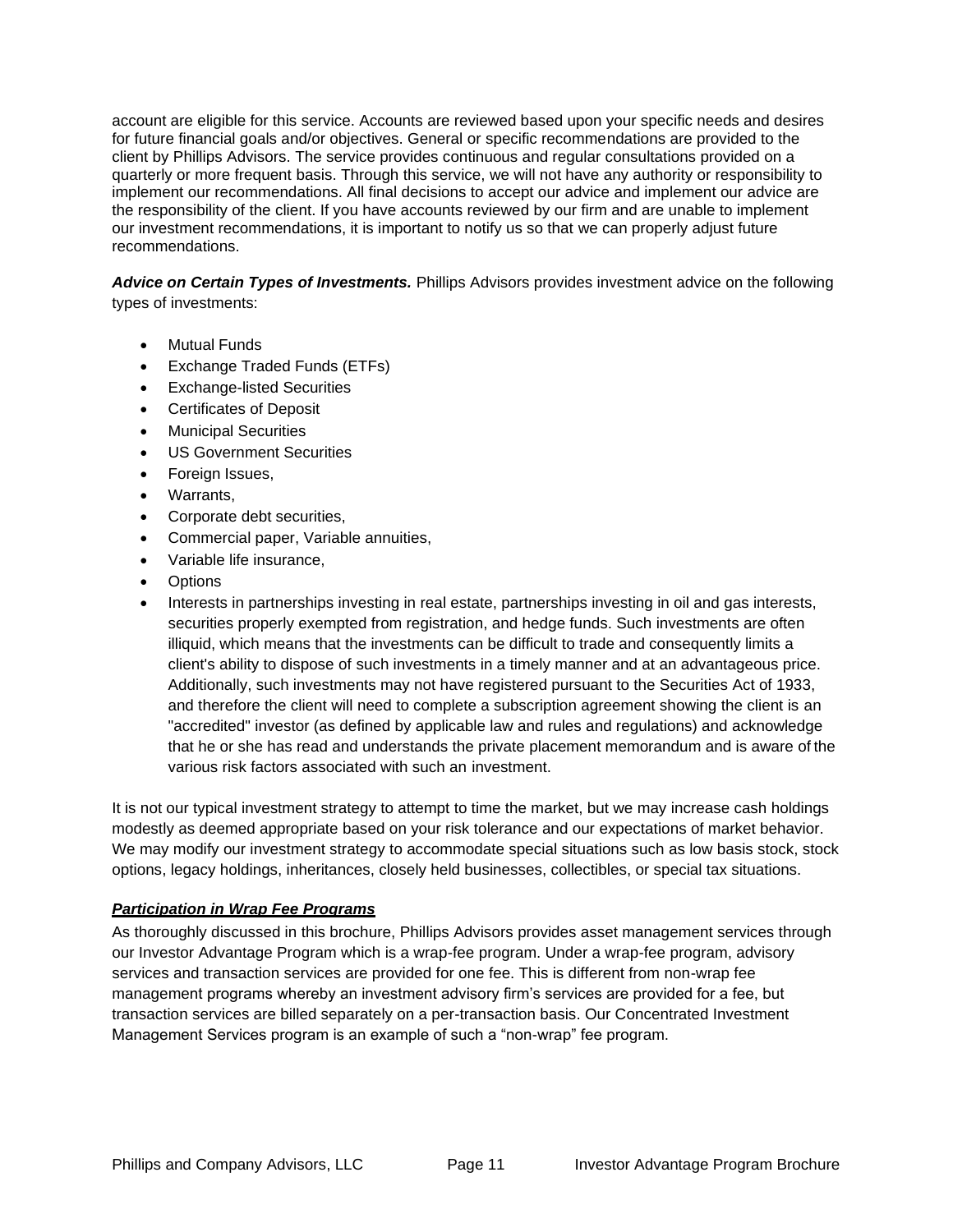account are eligible for this service. Accounts are reviewed based upon your specific needs and desires for future financial goals and/or objectives. General or specific recommendations are provided to the client by Phillips Advisors. The service provides continuous and regular consultations provided on a quarterly or more frequent basis. Through this service, we will not have any authority or responsibility to implement our recommendations. All final decisions to accept our advice and implement our advice are the responsibility of the client. If you have accounts reviewed by our firm and are unable to implement our investment recommendations, it is important to notify us so that we can properly adjust future recommendations.

***Advice on Certain Types of Investments.*** Phillips Advisors provides investment advice on the following types of investments:

- Mutual Funds
- Exchange Traded Funds (ETFs)
- Exchange-listed Securities
- Certificates of Deposit
- Municipal Securities
- US Government Securities
- Foreign Issues,
- Warrants,
- Corporate debt securities,
- Commercial paper, Variable annuities,
- Variable life insurance,
- Options
- Interests in partnerships investing in real estate, partnerships investing in oil and gas interests, securities properly exempted from registration, and hedge funds. Such investments are often illiquid, which means that the investments can be difficult to trade and consequently limits a client's ability to dispose of such investments in a timely manner and at an advantageous price. Additionally, such investments may not have registered pursuant to the Securities Act of 1933, and therefore the client will need to complete a subscription agreement showing the client is an "accredited" investor (as defined by applicable law and rules and regulations) and acknowledge that he or she has read and understands the private placement memorandum and is aware of the various risk factors associated with such an investment.

It is not our typical investment strategy to attempt to time the market, but we may increase cash holdings modestly as deemed appropriate based on your risk tolerance and our expectations of market behavior. We may modify our investment strategy to accommodate special situations such as low basis stock, stock options, legacy holdings, inheritances, closely held businesses, collectibles, or special tax situations.

***Participation in Wrap Fee Programs***

As thoroughly discussed in this brochure, Phillips Advisors provides asset management services through our Investor Advantage Program which is a wrap-fee program. Under a wrap-fee program, advisory services and transaction services are provided for one fee. This is different from non-wrap fee management programs whereby an investment advisory firm's services are provided for a fee, but transaction services are billed separately on a per-transaction basis. Our Concentrated Investment Management Services program is an example of such a "non-wrap" fee program.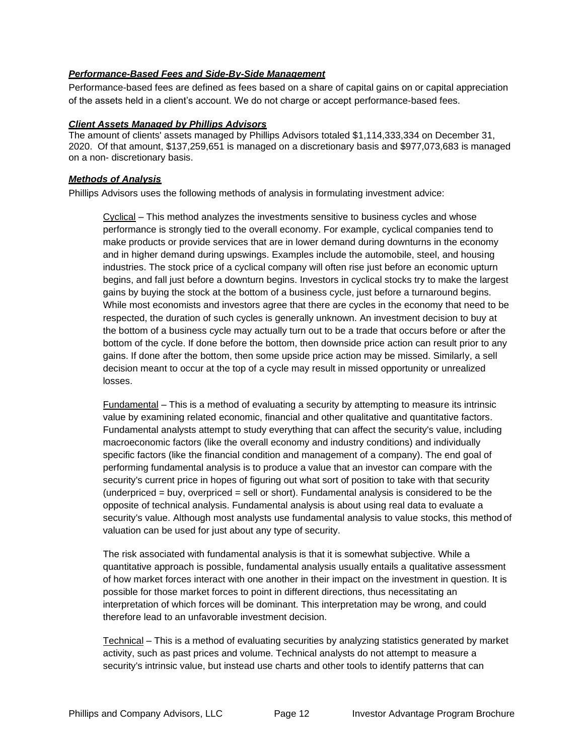***Performance-Based Fees and Side-By-Side Management***

Performance-based fees are defined as fees based on a share of capital gains on or capital appreciation of the assets held in a client's account. We do not charge or accept performance-based fees.

***Client Assets Managed by Phillips Advisors***

The amount of clients' assets managed by Phillips Advisors totaled $1,114,333,334 on December 31, 2020. Of that amount, $137,259,651 is managed on a discretionary basis and $977,073,683 is managed on a non- discretionary basis.

***Methods of Analysis***

Phillips Advisors uses the following methods of analysis in formulating investment advice:

Cyclical – This method analyzes the investments sensitive to business cycles and whose performance is strongly tied to the overall economy. For example, cyclical companies tend to make products or provide services that are in lower demand during downturns in the economy and in higher demand during upswings. Examples include the automobile, steel, and housing industries. The stock price of a cyclical company will often rise just before an economic upturn begins, and fall just before a downturn begins. Investors in cyclical stocks try to make the largest gains by buying the stock at the bottom of a business cycle, just before a turnaround begins. While most economists and investors agree that there are cycles in the economy that need to be respected, the duration of such cycles is generally unknown. An investment decision to buy at the bottom of a business cycle may actually turn out to be a trade that occurs before or after the bottom of the cycle. If done before the bottom, then downside price action can result prior to any gains. If done after the bottom, then some upside price action may be missed. Similarly, a sell decision meant to occur at the top of a cycle may result in missed opportunity or unrealized losses.

Fundamental – This is a method of evaluating a security by attempting to measure its intrinsic value by examining related economic, financial and other qualitative and quantitative factors. Fundamental analysts attempt to study everything that can affect the security's value, including macroeconomic factors (like the overall economy and industry conditions) and individually specific factors (like the financial condition and management of a company). The end goal of performing fundamental analysis is to produce a value that an investor can compare with the security's current price in hopes of figuring out what sort of position to take with that security (underpriced = buy, overpriced = sell or short). Fundamental analysis is considered to be the opposite of technical analysis. Fundamental analysis is about using real data to evaluate a security's value. Although most analysts use fundamental analysis to value stocks, this method of valuation can be used for just about any type of security.

The risk associated with fundamental analysis is that it is somewhat subjective. While a quantitative approach is possible, fundamental analysis usually entails a qualitative assessment of how market forces interact with one another in their impact on the investment in question. It is possible for those market forces to point in different directions, thus necessitating an interpretation of which forces will be dominant. This interpretation may be wrong, and could therefore lead to an unfavorable investment decision.

Technical – This is a method of evaluating securities by analyzing statistics generated by market activity, such as past prices and volume. Technical analysts do not attempt to measure a security's intrinsic value, but instead use charts and other tools to identify patterns that can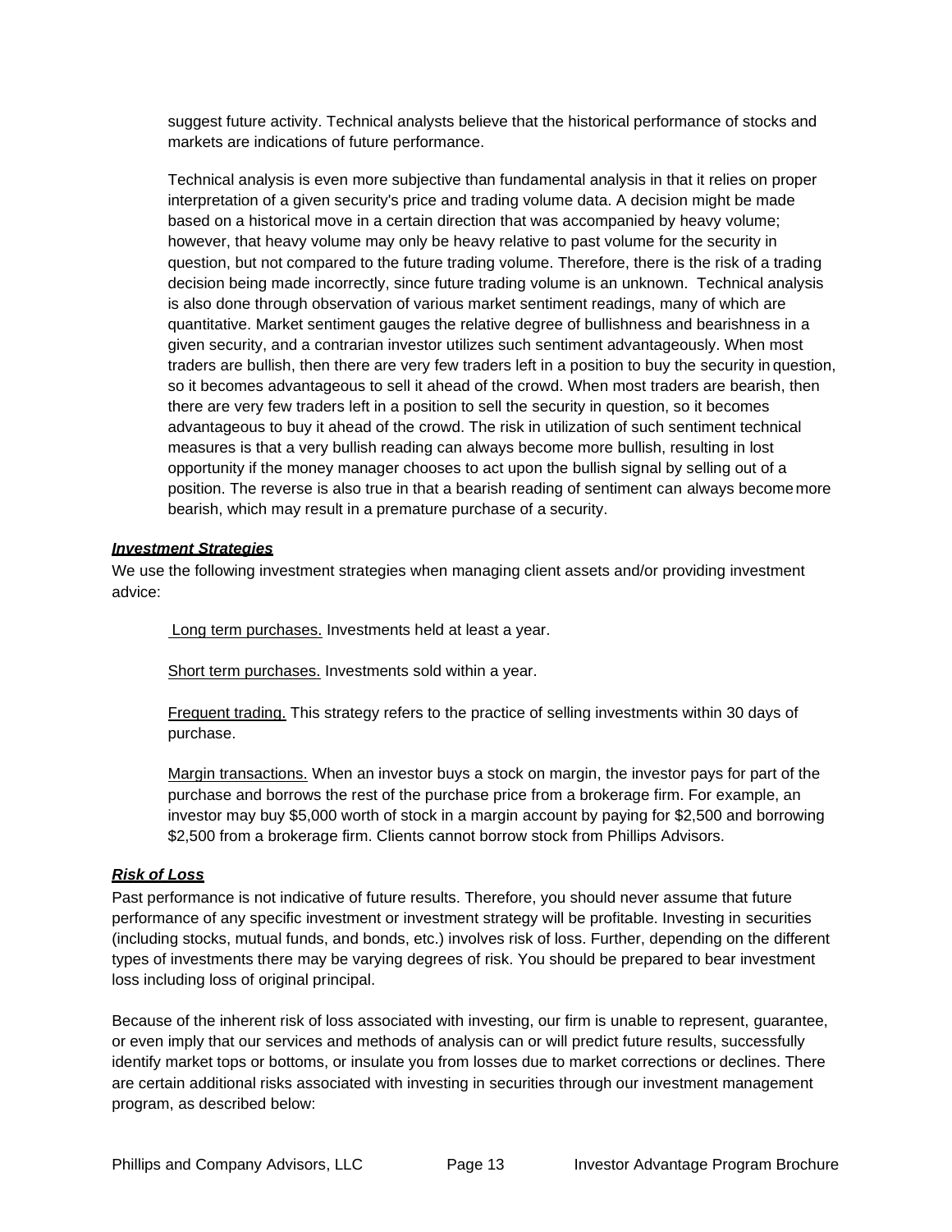suggest future activity. Technical analysts believe that the historical performance of stocks and markets are indications of future performance.

Technical analysis is even more subjective than fundamental analysis in that it relies on proper interpretation of a given security's price and trading volume data. A decision might be made based on a historical move in a certain direction that was accompanied by heavy volume; however, that heavy volume may only be heavy relative to past volume for the security in question, but not compared to the future trading volume. Therefore, there is the risk of a trading decision being made incorrectly, since future trading volume is an unknown. Technical analysis is also done through observation of various market sentiment readings, many of which are quantitative. Market sentiment gauges the relative degree of bullishness and bearishness in a given security, and a contrarian investor utilizes such sentiment advantageously. When most traders are bullish, then there are very few traders left in a position to buy the security in question, so it becomes advantageous to sell it ahead of the crowd. When most traders are bearish, then there are very few traders left in a position to sell the security in question, so it becomes advantageous to buy it ahead of the crowd. The risk in utilization of such sentiment technical measures is that a very bullish reading can always become more bullish, resulting in lost opportunity if the money manager chooses to act upon the bullish signal by selling out of a position. The reverse is also true in that a bearish reading of sentiment can always become more bearish, which may result in a premature purchase of a security.

### ***Investment Strategies***

We use the following investment strategies when managing client assets and/or providing investment advice:

Long term purchases. Investments held at least a year.

Short term purchases. Investments sold within a year.

Frequent trading. This strategy refers to the practice of selling investments within 30 days of purchase.

Margin transactions. When an investor buys a stock on margin, the investor pays for part of the purchase and borrows the rest of the purchase price from a brokerage firm. For example, an investor may buy $5,000 worth of stock in a margin account by paying for $2,500 and borrowing $2,500 from a brokerage firm. Clients cannot borrow stock from Phillips Advisors.

### ***Risk of Loss***

Past performance is not indicative of future results. Therefore, you should never assume that future performance of any specific investment or investment strategy will be profitable. Investing in securities (including stocks, mutual funds, and bonds, etc.) involves risk of loss. Further, depending on the different types of investments there may be varying degrees of risk. You should be prepared to bear investment loss including loss of original principal.

Because of the inherent risk of loss associated with investing, our firm is unable to represent, guarantee, or even imply that our services and methods of analysis can or will predict future results, successfully identify market tops or bottoms, or insulate you from losses due to market corrections or declines. There are certain additional risks associated with investing in securities through our investment management program, as described below: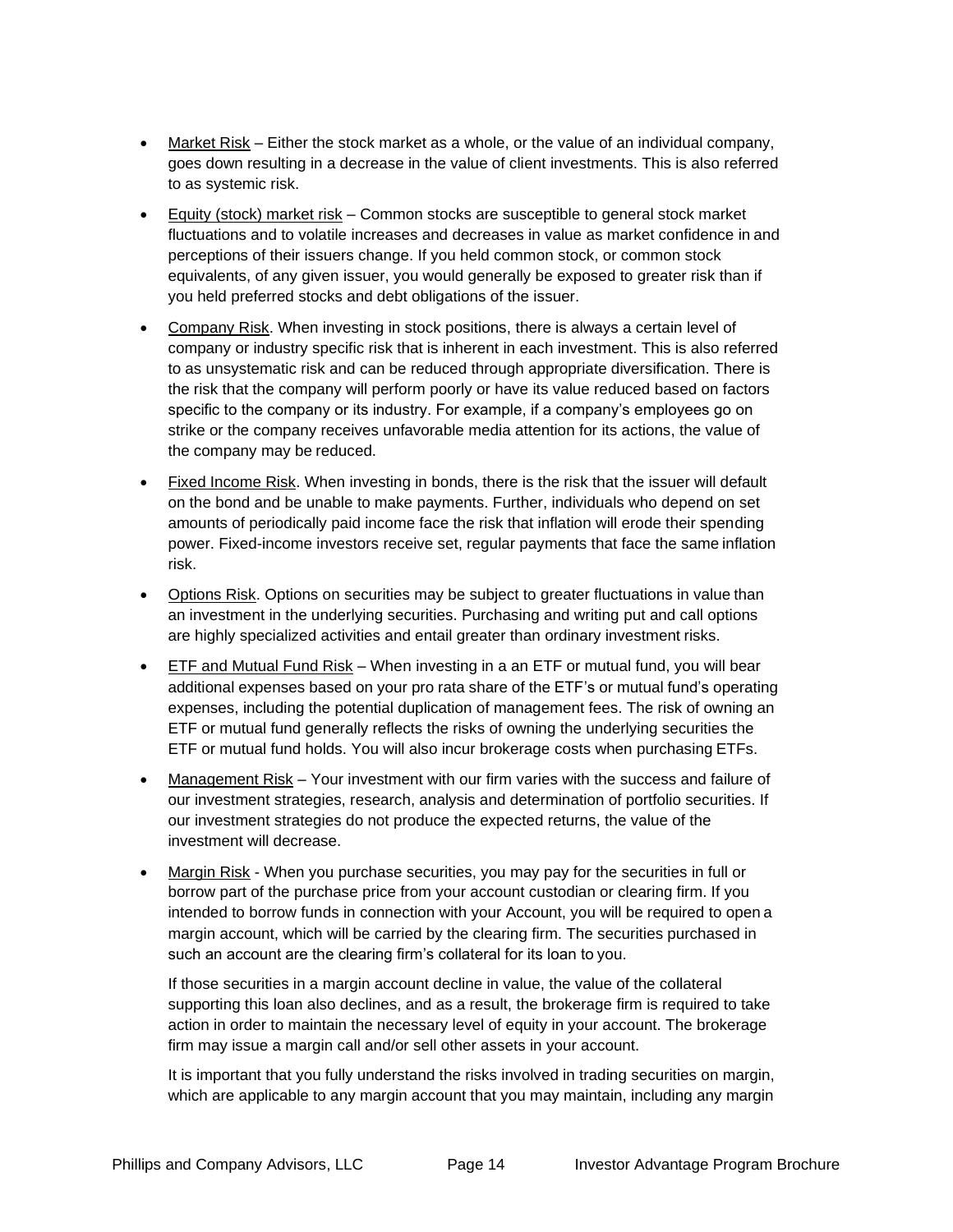- Market Risk – Either the stock market as a whole, or the value of an individual company, goes down resulting in a decrease in the value of client investments. This is also referred to as systemic risk.

- Equity (stock) market risk – Common stocks are susceptible to general stock market fluctuations and to volatile increases and decreases in value as market confidence in and perceptions of their issuers change. If you held common stock, or common stock equivalents, of any given issuer, you would generally be exposed to greater risk than if you held preferred stocks and debt obligations of the issuer.

- Company Risk. When investing in stock positions, there is always a certain level of company or industry specific risk that is inherent in each investment. This is also referred to as unsystematic risk and can be reduced through appropriate diversification. There is the risk that the company will perform poorly or have its value reduced based on factors specific to the company or its industry. For example, if a company's employees go on strike or the company receives unfavorable media attention for its actions, the value of the company may be reduced.

- Fixed Income Risk. When investing in bonds, there is the risk that the issuer will default on the bond and be unable to make payments. Further, individuals who depend on set amounts of periodically paid income face the risk that inflation will erode their spending power. Fixed-income investors receive set, regular payments that face the same inflation risk.

- Options Risk. Options on securities may be subject to greater fluctuations in value than an investment in the underlying securities. Purchasing and writing put and call options are highly specialized activities and entail greater than ordinary investment risks.

- ETF and Mutual Fund Risk – When investing in a an ETF or mutual fund, you will bear additional expenses based on your pro rata share of the ETF's or mutual fund's operating expenses, including the potential duplication of management fees. The risk of owning an ETF or mutual fund generally reflects the risks of owning the underlying securities the ETF or mutual fund holds. You will also incur brokerage costs when purchasing ETFs.

- Management Risk – Your investment with our firm varies with the success and failure of our investment strategies, research, analysis and determination of portfolio securities. If our investment strategies do not produce the expected returns, the value of the investment will decrease.

- Margin Risk - When you purchase securities, you may pay for the securities in full or borrow part of the purchase price from your account custodian or clearing firm. If you intended to borrow funds in connection with your Account, you will be required to open a margin account, which will be carried by the clearing firm. The securities purchased in such an account are the clearing firm's collateral for its loan to you.

  If those securities in a margin account decline in value, the value of the collateral supporting this loan also declines, and as a result, the brokerage firm is required to take action in order to maintain the necessary level of equity in your account. The brokerage firm may issue a margin call and/or sell other assets in your account.

  It is important that you fully understand the risks involved in trading securities on margin, which are applicable to any margin account that you may maintain, including any margin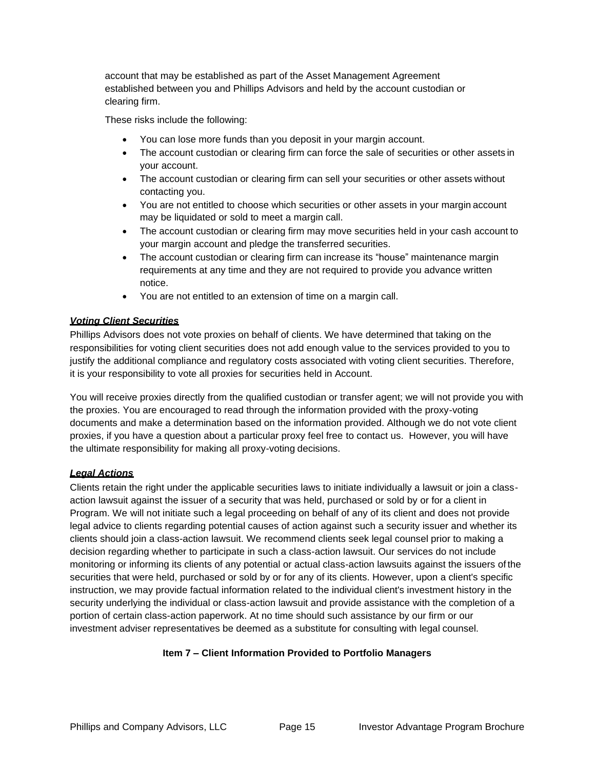account that may be established as part of the Asset Management Agreement established between you and Phillips Advisors and held by the account custodian or clearing firm.

These risks include the following:

- You can lose more funds than you deposit in your margin account.
- The account custodian or clearing firm can force the sale of securities or other assets in your account.
- The account custodian or clearing firm can sell your securities or other assets without contacting you.
- You are not entitled to choose which securities or other assets in your margin account may be liquidated or sold to meet a margin call.
- The account custodian or clearing firm may move securities held in your cash account to your margin account and pledge the transferred securities.
- The account custodian or clearing firm can increase its "house" maintenance margin requirements at any time and they are not required to provide you advance written notice.
- You are not entitled to an extension of time on a margin call.

***Voting Client Securities***

Phillips Advisors does not vote proxies on behalf of clients. We have determined that taking on the responsibilities for voting client securities does not add enough value to the services provided to you to justify the additional compliance and regulatory costs associated with voting client securities. Therefore, it is your responsibility to vote all proxies for securities held in Account.

You will receive proxies directly from the qualified custodian or transfer agent; we will not provide you with the proxies. You are encouraged to read through the information provided with the proxy-voting documents and make a determination based on the information provided. Although we do not vote client proxies, if you have a question about a particular proxy feel free to contact us. However, you will have the ultimate responsibility for making all proxy-voting decisions.

***Legal Actions***

Clients retain the right under the applicable securities laws to initiate individually a lawsuit or join a class-action lawsuit against the issuer of a security that was held, purchased or sold by or for a client in Program. We will not initiate such a legal proceeding on behalf of any of its client and does not provide legal advice to clients regarding potential causes of action against such a security issuer and whether its clients should join a class-action lawsuit. We recommend clients seek legal counsel prior to making a decision regarding whether to participate in such a class-action lawsuit. Our services do not include monitoring or informing its clients of any potential or actual class-action lawsuits against the issuers of the securities that were held, purchased or sold by or for any of its clients. However, upon a client's specific instruction, we may provide factual information related to the individual client's investment history in the security underlying the individual or class-action lawsuit and provide assistance with the completion of a portion of certain class-action paperwork. At no time should such assistance by our firm or our investment adviser representatives be deemed as a substitute for consulting with legal counsel.

## Item 7 – Client Information Provided to Portfolio Managers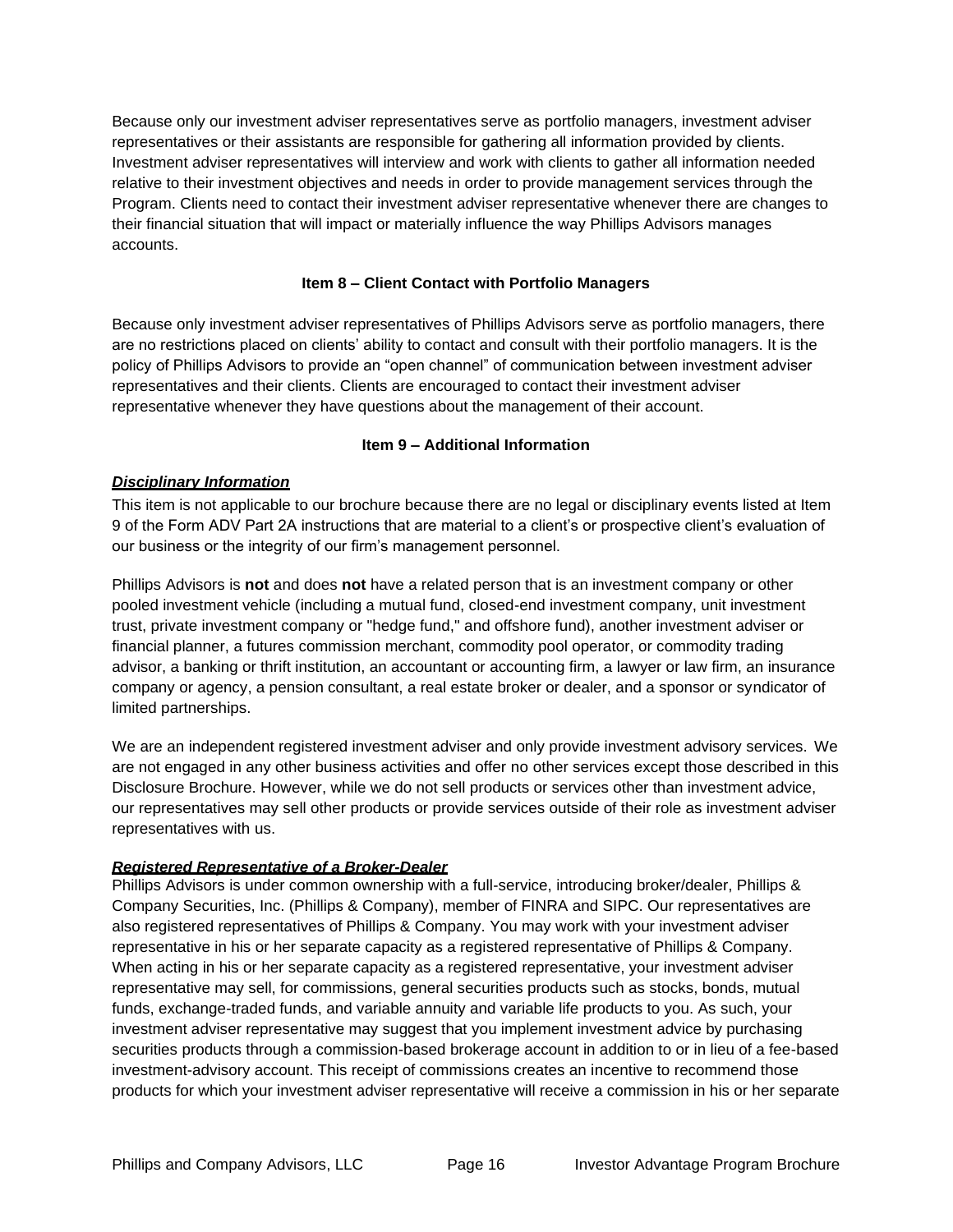Because only our investment adviser representatives serve as portfolio managers, investment adviser representatives or their assistants are responsible for gathering all information provided by clients. Investment adviser representatives will interview and work with clients to gather all information needed relative to their investment objectives and needs in order to provide management services through the Program. Clients need to contact their investment adviser representative whenever there are changes to their financial situation that will impact or materially influence the way Phillips Advisors manages accounts.

## Item 8 – Client Contact with Portfolio Managers

Because only investment adviser representatives of Phillips Advisors serve as portfolio managers, there are no restrictions placed on clients' ability to contact and consult with their portfolio managers. It is the policy of Phillips Advisors to provide an "open channel" of communication between investment adviser representatives and their clients. Clients are encouraged to contact their investment adviser representative whenever they have questions about the management of their account.

## Item 9 – Additional Information

***Disciplinary Information***

This item is not applicable to our brochure because there are no legal or disciplinary events listed at Item 9 of the Form ADV Part 2A instructions that are material to a client's or prospective client's evaluation of our business or the integrity of our firm's management personnel.

Phillips Advisors is **not** and does **not** have a related person that is an investment company or other pooled investment vehicle (including a mutual fund, closed-end investment company, unit investment trust, private investment company or "hedge fund," and offshore fund), another investment adviser or financial planner, a futures commission merchant, commodity pool operator, or commodity trading advisor, a banking or thrift institution, an accountant or accounting firm, a lawyer or law firm, an insurance company or agency, a pension consultant, a real estate broker or dealer, and a sponsor or syndicator of limited partnerships.

We are an independent registered investment adviser and only provide investment advisory services. We are not engaged in any other business activities and offer no other services except those described in this Disclosure Brochure. However, while we do not sell products or services other than investment advice, our representatives may sell other products or provide services outside of their role as investment adviser representatives with us.

***Registered Representative of a Broker-Dealer***

Phillips Advisors is under common ownership with a full-service, introducing broker/dealer, Phillips & Company Securities, Inc. (Phillips & Company), member of FINRA and SIPC. Our representatives are also registered representatives of Phillips & Company. You may work with your investment adviser representative in his or her separate capacity as a registered representative of Phillips & Company. When acting in his or her separate capacity as a registered representative, your investment adviser representative may sell, for commissions, general securities products such as stocks, bonds, mutual funds, exchange-traded funds, and variable annuity and variable life products to you. As such, your investment adviser representative may suggest that you implement investment advice by purchasing securities products through a commission-based brokerage account in addition to or in lieu of a fee-based investment-advisory account. This receipt of commissions creates an incentive to recommend those products for which your investment adviser representative will receive a commission in his or her separate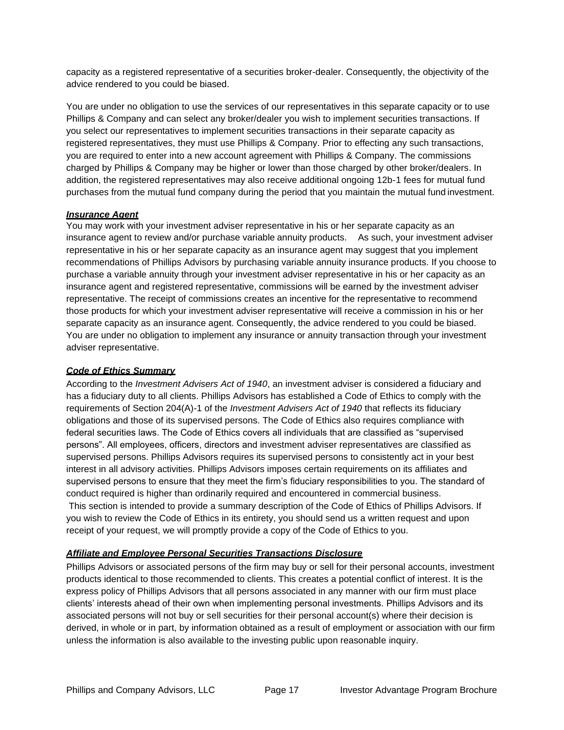capacity as a registered representative of a securities broker-dealer. Consequently, the objectivity of the advice rendered to you could be biased.

You are under no obligation to use the services of our representatives in this separate capacity or to use Phillips & Company and can select any broker/dealer you wish to implement securities transactions. If you select our representatives to implement securities transactions in their separate capacity as registered representatives, they must use Phillips & Company. Prior to effecting any such transactions, you are required to enter into a new account agreement with Phillips & Company. The commissions charged by Phillips & Company may be higher or lower than those charged by other broker/dealers. In addition, the registered representatives may also receive additional ongoing 12b-1 fees for mutual fund purchases from the mutual fund company during the period that you maintain the mutual fund investment.

***Insurance Agent***

You may work with your investment adviser representative in his or her separate capacity as an insurance agent to review and/or purchase variable annuity products. As such, your investment adviser representative in his or her separate capacity as an insurance agent may suggest that you implement recommendations of Phillips Advisors by purchasing variable annuity insurance products. If you choose to purchase a variable annuity through your investment adviser representative in his or her capacity as an insurance agent and registered representative, commissions will be earned by the investment adviser representative. The receipt of commissions creates an incentive for the representative to recommend those products for which your investment adviser representative will receive a commission in his or her separate capacity as an insurance agent. Consequently, the advice rendered to you could be biased. You are under no obligation to implement any insurance or annuity transaction through your investment adviser representative.

***Code of Ethics Summary***

According to the *Investment Advisers Act of 1940*, an investment adviser is considered a fiduciary and has a fiduciary duty to all clients. Phillips Advisors has established a Code of Ethics to comply with the requirements of Section 204(A)-1 of the *Investment Advisers Act of 1940* that reflects its fiduciary obligations and those of its supervised persons. The Code of Ethics also requires compliance with federal securities laws. The Code of Ethics covers all individuals that are classified as "supervised persons". All employees, officers, directors and investment adviser representatives are classified as supervised persons. Phillips Advisors requires its supervised persons to consistently act in your best interest in all advisory activities. Phillips Advisors imposes certain requirements on its affiliates and supervised persons to ensure that they meet the firm's fiduciary responsibilities to you. The standard of conduct required is higher than ordinarily required and encountered in commercial business.
This section is intended to provide a summary description of the Code of Ethics of Phillips Advisors. If you wish to review the Code of Ethics in its entirety, you should send us a written request and upon receipt of your request, we will promptly provide a copy of the Code of Ethics to you.

***Affiliate and Employee Personal Securities Transactions Disclosure***

Phillips Advisors or associated persons of the firm may buy or sell for their personal accounts, investment products identical to those recommended to clients. This creates a potential conflict of interest. It is the express policy of Phillips Advisors that all persons associated in any manner with our firm must place clients' interests ahead of their own when implementing personal investments. Phillips Advisors and its associated persons will not buy or sell securities for their personal account(s) where their decision is derived, in whole or in part, by information obtained as a result of employment or association with our firm unless the information is also available to the investing public upon reasonable inquiry.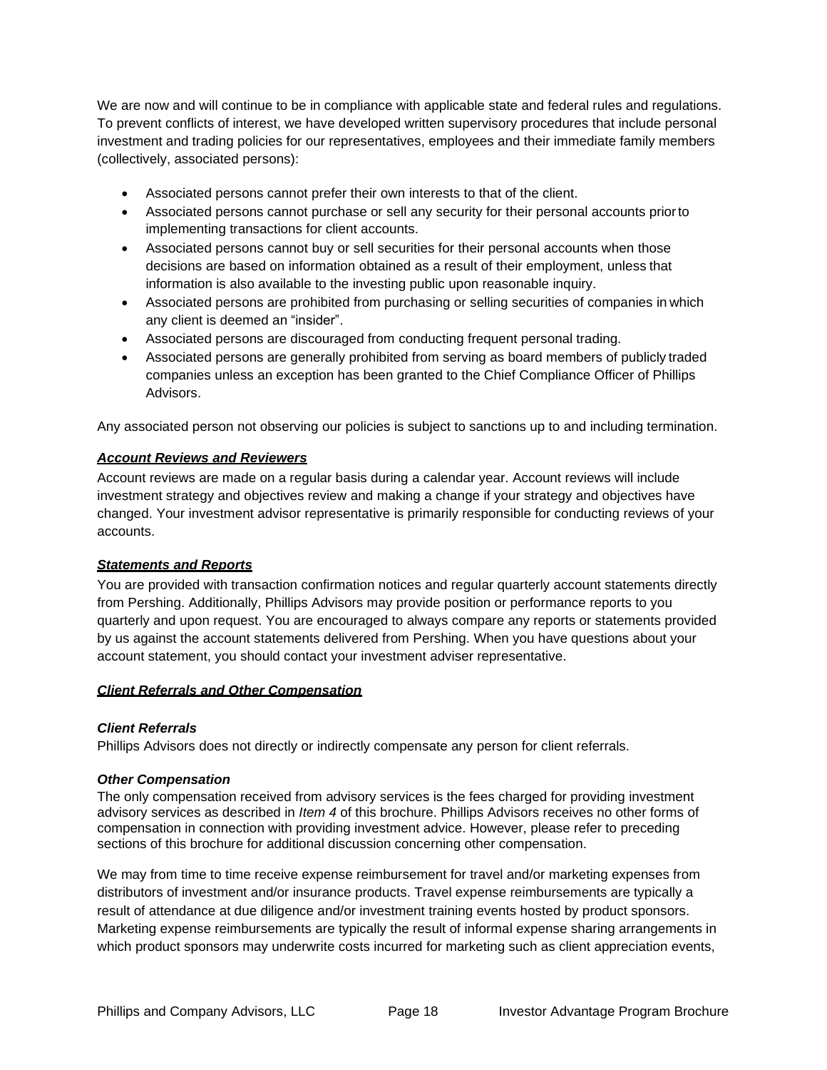We are now and will continue to be in compliance with applicable state and federal rules and regulations. To prevent conflicts of interest, we have developed written supervisory procedures that include personal investment and trading policies for our representatives, employees and their immediate family members (collectively, associated persons):

- Associated persons cannot prefer their own interests to that of the client.
- Associated persons cannot purchase or sell any security for their personal accounts prior to implementing transactions for client accounts.
- Associated persons cannot buy or sell securities for their personal accounts when those decisions are based on information obtained as a result of their employment, unless that information is also available to the investing public upon reasonable inquiry.
- Associated persons are prohibited from purchasing or selling securities of companies in which any client is deemed an "insider".
- Associated persons are discouraged from conducting frequent personal trading.
- Associated persons are generally prohibited from serving as board members of publicly traded companies unless an exception has been granted to the Chief Compliance Officer of Phillips Advisors.

Any associated person not observing our policies is subject to sanctions up to and including termination.

***Account Reviews and Reviewers***

Account reviews are made on a regular basis during a calendar year. Account reviews will include investment strategy and objectives review and making a change if your strategy and objectives have changed. Your investment advisor representative is primarily responsible for conducting reviews of your accounts.

***Statements and Reports***

You are provided with transaction confirmation notices and regular quarterly account statements directly from Pershing. Additionally, Phillips Advisors may provide position or performance reports to you quarterly and upon request. You are encouraged to always compare any reports or statements provided by us against the account statements delivered from Pershing. When you have questions about your account statement, you should contact your investment adviser representative.

***Client Referrals and Other Compensation***

***Client Referrals***

Phillips Advisors does not directly or indirectly compensate any person for client referrals.

***Other Compensation***

The only compensation received from advisory services is the fees charged for providing investment advisory services as described in *Item 4* of this brochure. Phillips Advisors receives no other forms of compensation in connection with providing investment advice. However, please refer to preceding sections of this brochure for additional discussion concerning other compensation.

We may from time to time receive expense reimbursement for travel and/or marketing expenses from distributors of investment and/or insurance products. Travel expense reimbursements are typically a result of attendance at due diligence and/or investment training events hosted by product sponsors. Marketing expense reimbursements are typically the result of informal expense sharing arrangements in which product sponsors may underwrite costs incurred for marketing such as client appreciation events,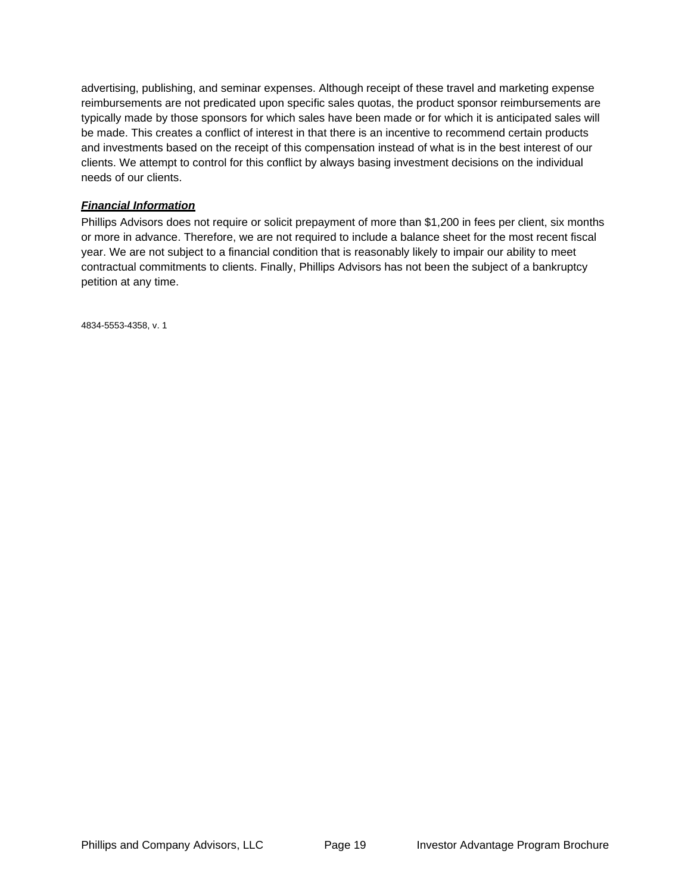advertising, publishing, and seminar expenses. Although receipt of these travel and marketing expense reimbursements are not predicated upon specific sales quotas, the product sponsor reimbursements are typically made by those sponsors for which sales have been made or for which it is anticipated sales will be made. This creates a conflict of interest in that there is an incentive to recommend certain products and investments based on the receipt of this compensation instead of what is in the best interest of our clients. We attempt to control for this conflict by always basing investment decisions on the individual needs of our clients.

***Financial Information***

Phillips Advisors does not require or solicit prepayment of more than $1,200 in fees per client, six months or more in advance. Therefore, we are not required to include a balance sheet for the most recent fiscal year. We are not subject to a financial condition that is reasonably likely to impair our ability to meet contractual commitments to clients. Finally, Phillips Advisors has not been the subject of a bankruptcy petition at any time.

4834-5553-4358, v. 1